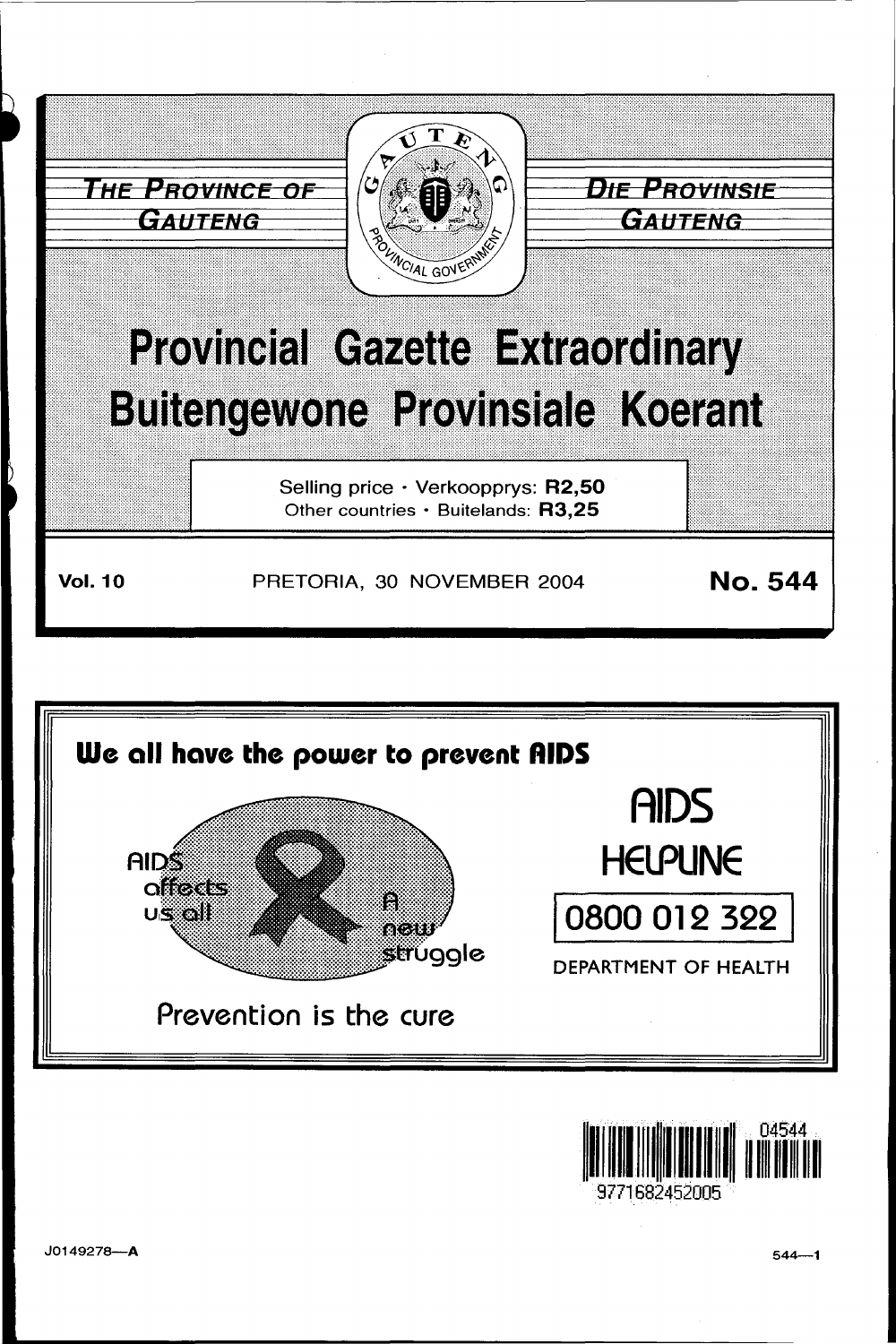THE PROVINCE OF GAUTENG

DIE PROVINSIE GAUTENG

# Provincial Gazette Extraordinary
# Buitengewone Provinsiale Koerant

Selling price · Verkoopprys: **R2,50**
Other countries · Buitelands: **R3,25**

**Vol. 10** PRETORIA, 30 NOVEMBER 2004 **No. 544**

**We all have the power to prevent AIDS**

AIDS affects us all

A new struggle

Prevention is the cure

AIDS HELPLINE

0800 012 322

DEPARTMENT OF HEALTH

J0149278—A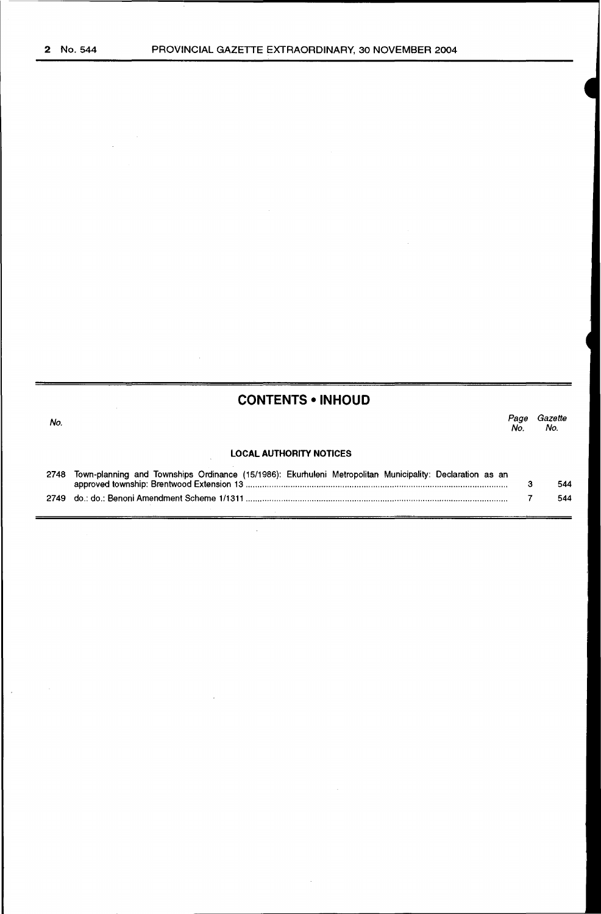## CONTENTS • INHOUD

| No. | | Page No. | Gazette No. |
|---|---|---|---|
| | **LOCAL AUTHORITY NOTICES** | | |
| 2748 | Town-planning and Townships Ordinance (15/1986): Ekurhuleni Metropolitan Municipality: Declaration as an approved township: Brentwood Extension 13 | 3 | 544 |
| 2749 | do.: do.: Benoni Amendment Scheme 1/1311 | 7 | 544 |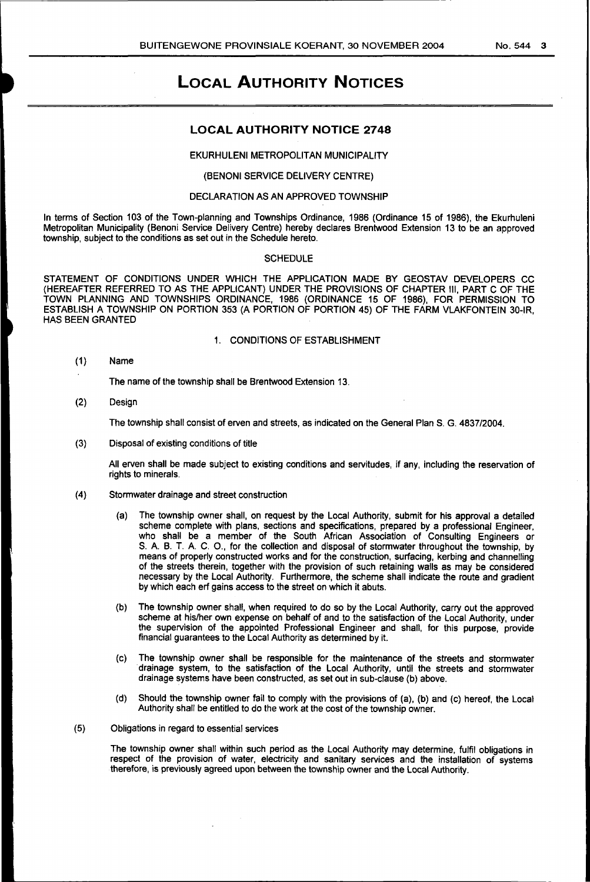# LOCAL AUTHORITY NOTICES

## LOCAL AUTHORITY NOTICE 2748

EKURHULENI METROPOLITAN MUNICIPALITY

(BENONI SERVICE DELIVERY CENTRE)

DECLARATION AS AN APPROVED TOWNSHIP

In terms of Section 103 of the Town-planning and Townships Ordinance, 1986 (Ordinance 15 of 1986), the Ekurhuleni Metropolitan Municipality (Benoni Service Delivery Centre) hereby declares Brentwood Extension 13 to be an approved township, subject to the conditions as set out in the Schedule hereto.

SCHEDULE

STATEMENT OF CONDITIONS UNDER WHICH THE APPLICATION MADE BY GEOSTAV DEVELOPERS CC (HEREAFTER REFERRED TO AS THE APPLICANT) UNDER THE PROVISIONS OF CHAPTER III, PART C OF THE TOWN PLANNING AND TOWNSHIPS ORDINANCE, 1986 (ORDINANCE 15 OF 1986), FOR PERMISSION TO ESTABLISH A TOWNSHIP ON PORTION 353 (A PORTION OF PORTION 45) OF THE FARM VLAKFONTEIN 30-IR, HAS BEEN GRANTED

1. CONDITIONS OF ESTABLISHMENT

(1) Name

The name of the township shall be Brentwood Extension 13.

(2) Design

The township shall consist of erven and streets, as indicated on the General Plan S. G. 4837/2004.

(3) Disposal of existing conditions of title

All erven shall be made subject to existing conditions and servitudes, if any, including the reservation of rights to minerals.

(4) Stormwater drainage and street construction

(a) The township owner shall, on request by the Local Authority, submit for his approval a detailed scheme complete with plans, sections and specifications, prepared by a professional Engineer, who shall be a member of the South African Association of Consulting Engineers or S. A. B. T. A. C. O., for the collection and disposal of stormwater throughout the township, by means of properly constructed works and for the construction, surfacing, kerbing and channelling of the streets therein, together with the provision of such retaining walls as may be considered necessary by the Local Authority. Furthermore, the scheme shall indicate the route and gradient by which each erf gains access to the street on which it abuts.

(b) The township owner shall, when required to do so by the Local Authority, carry out the approved scheme at his/her own expense on behalf of and to the satisfaction of the Local Authority, under the supervision of the appointed Professional Engineer and shall, for this purpose, provide financial guarantees to the Local Authority as determined by it.

(c) The township owner shall be responsible for the maintenance of the streets and stormwater drainage system, to the satisfaction of the Local Authority, until the streets and stormwater drainage systems have been constructed, as set out in sub-clause (b) above.

(d) Should the township owner fail to comply with the provisions of (a), (b) and (c) hereof, the Local Authority shall be entitled to do the work at the cost of the township owner.

(5) Obligations in regard to essential services

The township owner shall within such period as the Local Authority may determine, fulfil obligations in respect of the provision of water, electricity and sanitary services and the installation of systems therefore, is previously agreed upon between the township owner and the Local Authority.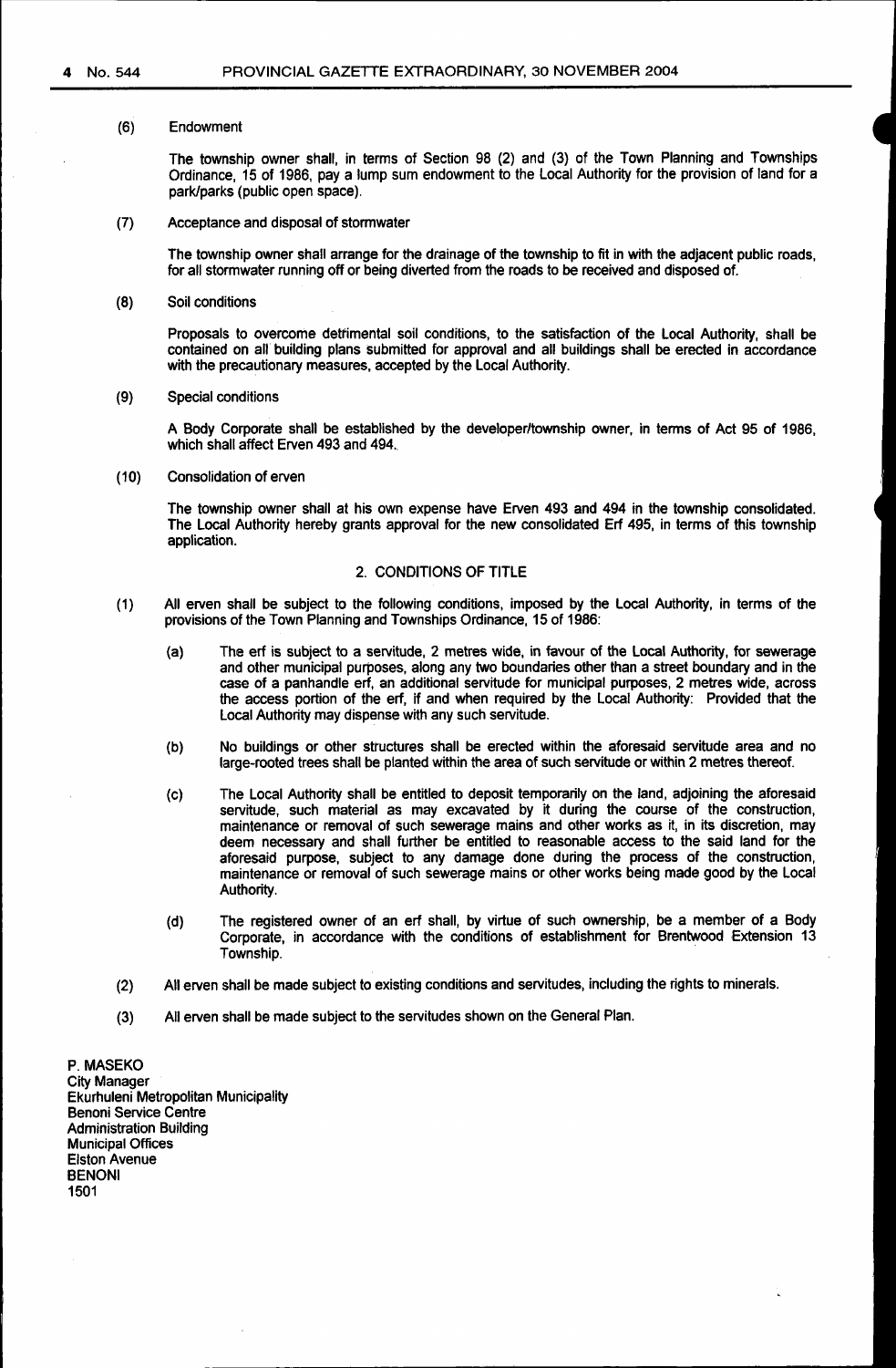(6) Endowment

The township owner shall, in terms of Section 98 (2) and (3) of the Town Planning and Townships Ordinance, 15 of 1986, pay a lump sum endowment to the Local Authority for the provision of land for a park/parks (public open space).

(7) Acceptance and disposal of stormwater

The township owner shall arrange for the drainage of the township to fit in with the adjacent public roads, for all stormwater running off or being diverted from the roads to be received and disposed of.

(8) Soil conditions

Proposals to overcome detrimental soil conditions, to the satisfaction of the Local Authority, shall be contained on all building plans submitted for approval and all buildings shall be erected in accordance with the precautionary measures, accepted by the Local Authority.

(9) Special conditions

A Body Corporate shall be established by the developer/township owner, in terms of Act 95 of 1986, which shall affect Erven 493 and 494.

(10) Consolidation of erven

The township owner shall at his own expense have Erven 493 and 494 in the township consolidated. The Local Authority hereby grants approval for the new consolidated Erf 495, in terms of this township application.

## 2. CONDITIONS OF TITLE

(1) All erven shall be subject to the following conditions, imposed by the Local Authority, in terms of the provisions of the Town Planning and Townships Ordinance, 15 of 1986:

(a) The erf is subject to a servitude, 2 metres wide, in favour of the Local Authority, for sewerage and other municipal purposes, along any two boundaries other than a street boundary and in the case of a panhandle erf, an additional servitude for municipal purposes, 2 metres wide, across the access portion of the erf, if and when required by the Local Authority: Provided that the Local Authority may dispense with any such servitude.

(b) No buildings or other structures shall be erected within the aforesaid servitude area and no large-rooted trees shall be planted within the area of such servitude or within 2 metres thereof.

(c) The Local Authority shall be entitled to deposit temporarily on the land, adjoining the aforesaid servitude, such material as may excavated by it during the course of the construction, maintenance or removal of such sewerage mains and other works as it, in its discretion, may deem necessary and shall further be entitled to reasonable access to the said land for the aforesaid purpose, subject to any damage done during the process of the construction, maintenance or removal of such sewerage mains or other works being made good by the Local Authority.

(d) The registered owner of an erf shall, by virtue of such ownership, be a member of a Body Corporate, in accordance with the conditions of establishment for Brentwood Extension 13 Township.

(2) All erven shall be made subject to existing conditions and servitudes, including the rights to minerals.

(3) All erven shall be made subject to the servitudes shown on the General Plan.

P. MASEKO
City Manager
Ekurhuleni Metropolitan Municipality
Benoni Service Centre
Administration Building
Municipal Offices
Elston Avenue
BENONI
1501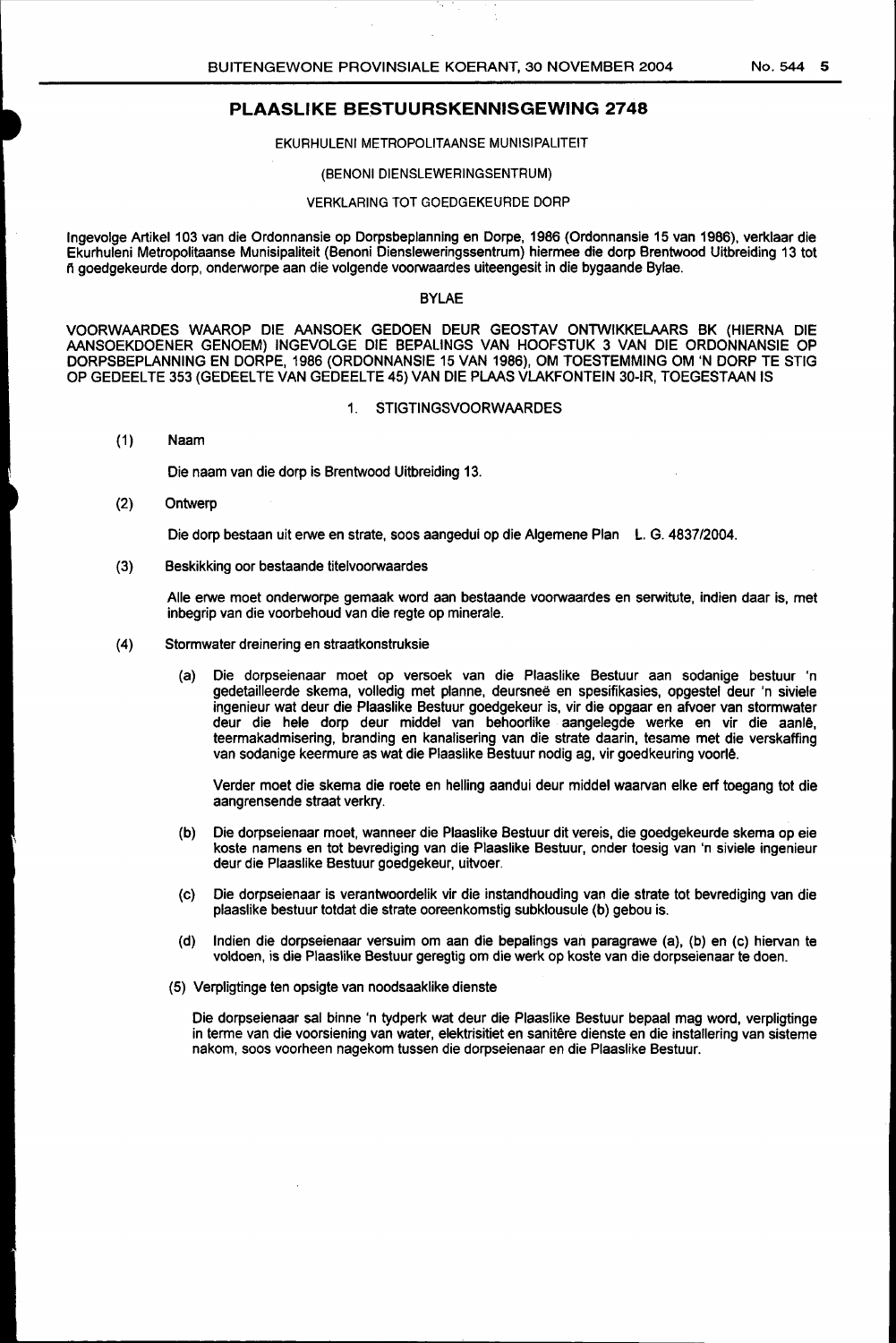# PLAASLIKE BESTUURSKENNISGEWING 2748

EKURHULENI METROPOLITAANSE MUNISIPALITEIT

(BENONI DIENSLEWERINGSENTRUM)

VERKLARING TOT GOEDGEKEURDE DORP

Ingevolge Artikel 103 van die Ordonnansie op Dorpsbeplanning en Dorpe, 1986 (Ordonnansie 15 van 1986), verklaar die Ekurhuleni Metropolitaanse Munisipaliteit (Benoni Diensleweringssentrum) hiermee die dorp Brentwood Uitbreiding 13 tot ñ goedgekeurde dorp, onderworpe aan die volgende voorwaardes uiteengesit in die bygaande Bylae.

BYLAE

VOORWAARDES WAAROP DIE AANSOEK GEDOEN DEUR GEOSTAV ONTWIKKELAARS BK (HIERNA DIE AANSOEKDOENER GENOEM) INGEVOLGE DIE BEPALINGS VAN HOOFSTUK 3 VAN DIE ORDONNANSIE OP DORPSBEPLANNING EN DORPE, 1986 (ORDONNANSIE 15 VAN 1986), OM TOESTEMMING OM 'N DORP TE STIG OP GEDEELTE 353 (GEDEELTE VAN GEDEELTE 45) VAN DIE PLAAS VLAKFONTEIN 30-IR, TOEGESTAAN IS

1. STIGTINGSVOORWAARDES

(1) Naam

Die naam van die dorp is Brentwood Uitbreiding 13.

(2) Ontwerp

Die dorp bestaan uit erwe en strate, soos aangedui op die Algemene Plan L. G. 4837/2004.

(3) Beskikking oor bestaande titelvoorwaardes

Alle erwe moet onderworpe gemaak word aan bestaande voorwaardes en serwitute, indien daar is, met inbegrip van die voorbehoud van die regte op minerale.

(4) Stormwater dreinering en straatkonstruksie

(a) Die dorpseienaar moet op versoek van die Plaaslike Bestuur aan sodanige bestuur 'n gedetailleerde skema, volledig met planne, deursneë en spesifikasies, opgestel deur 'n siviele ingenieur wat deur die Plaaslike Bestuur goedgekeur is, vir die opgaar en afvoer van stormwater deur die hele dorp deur middel van behoorlike aangelegde werke en vir die aanlê, teermakadmisering, branding en kanalisering van die strate daarin, tesame met die verskaffing van sodanige keermure as wat die Plaaslike Bestuur nodig ag, vir goedkeuring voorlê.

Verder moet die skema die roete en helling aandui deur middel waarvan elke erf toegang tot die aangrensende straat verkry.

(b) Die dorpseienaar moet, wanneer die Plaaslike Bestuur dit vereis, die goedgekeurde skema op eie koste namens en tot bevrediging van die Plaaslike Bestuur, onder toesig van 'n siviele ingenieur deur die Plaaslike Bestuur goedgekeur, uitvoer.

(c) Die dorpseienaar is verantwoordelik vir die instandhouding van die strate tot bevrediging van die plaaslike bestuur totdat die strate ooreenkomstig subklousule (b) gebou is.

(d) Indien die dorpseienaar versuim om aan die bepalings van paragrawe (a), (b) en (c) hiervan te voldoen, is die Plaaslike Bestuur geregtig om die werk op koste van die dorpseienaar te doen.

(5) Verpligtinge ten opsigte van noodsaaklike dienste

Die dorpseienaar sal binne 'n tydperk wat deur die Plaaslike Bestuur bepaal mag word, verpligtinge in terme van die voorsiening van water, elektrisitiet en sanitêre dienste en die installering van sisteme nakom, soos voorheen nagekom tussen die dorpseienaar en die Plaaslike Bestuur.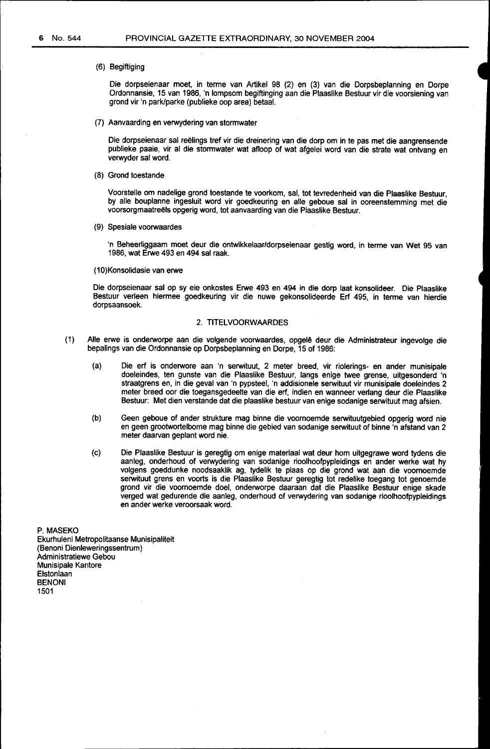(6) Begiftiging

Die dorpseienaar moet, in terme van Artikel 98 (2) en (3) van die Dorpsbeplanning en Dorpe Ordonnansie, 15 van 1986, 'n lompsom begiftinging aan die Plaaslike Bestuur vir die voorsiening van grond vir 'n park/parke (publieke oop area) betaal.

(7) Aanvaarding en verwydering van stormwater

Die dorpseienaar sal reëlings tref vir die dreinering van die dorp om in te pas met die aangrensende publieke paaie, vir al die stormwater wat afloop of wat afgelei word van die strate wat ontvang en verwyder sal word.

(8) Grond toestande

Voorstelle om nadelige grond toestande te voorkom, sal, tot tevredenheid van die Plaaslike Bestuur, by alle bouplanne ingesluit word vir goedkeuring en alle geboue sal in ooreenstemming met die voorsorgmaatreëls opgerig word, tot aanvaarding van die Plaaslike Bestuur.

(9) Spesiale voorwaardes

'n Beheerliggaam moet deur die ontwikkelaar/dorpseienaar gestig word, in terme van Wet 95 van 1986, wat Erwe 493 en 494 sal raak.

(10) Konsolidasie van erwe

Die dorpseienaar sal op sy eie onkostes Erwe 493 en 494 in die dorp laat konsolideer. Die Plaaslike Bestuur verleen hiermee goedkeuring vir die nuwe gekonsolideerde Erf 495, in terme van hierdie dorpsaansoek.

## 2. TITELVOORWAARDES

(1) Alle erwe is onderworpe aan die volgende voorwaardes, opgelê deur die Administrateur ingevolge die bepalings van die Ordonnansie op Dorpsbeplanning en Dorpe, 15 of 1986:

(a) Die erf is onderwore aan 'n serwituut, 2 meter breed, vir riolerings- en ander munisipale doeleindes, ten gunste van die Plaaslike Bestuur, langs enige twee grense, uitgesonderd 'n straatgrens en, in die geval van 'n pypsteel, 'n addisionele serwituut vir munisipale doeleindes 2 meter breed oor die toegansgedeelte van die erf, indien en wanneer verlang deur die Plaaslike Bestuur: Met dien verstande dat die plaaslike bestuur van enige sodanige serwituut mag afsien.

(b) Geen geboue of ander strukture mag binne die voornoemde serwituutgebied opgerig word nie en geen grootwortelbome mag binne die gebied van sodanige serwituut of binne 'n afstand van 2 meter daarvan geplant word nie.

(c) Die Plaaslike Bestuur is geregtig om enige materiaal wat deur hom uitgegrawe word tydens die aanleg, onderhoud of verwydering van sodanige rioolhoofpypleidings en ander werke wat hy volgens goeddunke noodsaaklik ag, tydelik te plaas op die grond wat aan die voornoemde serwituut grens en voorts is die Plaaslike Bestuur geregtig tot redelike toegang tot genoemde grond vir die voornoemde doel, onderworpe daaraan dat die Plaaslike Bestuur enige skade verged wat gedurende die aanleg, onderhoud of verwydering van sodanige rioolhoofpypleidings en ander werke veroorsaak word.

P. MASEKO
Ekurhuleni Metropolitaanse Munisipaliteit
(Benoni Dienleweringssentrum)
Administratiewe Gebou
Munisipale Kantore
Elstonlaan
BENONI
1501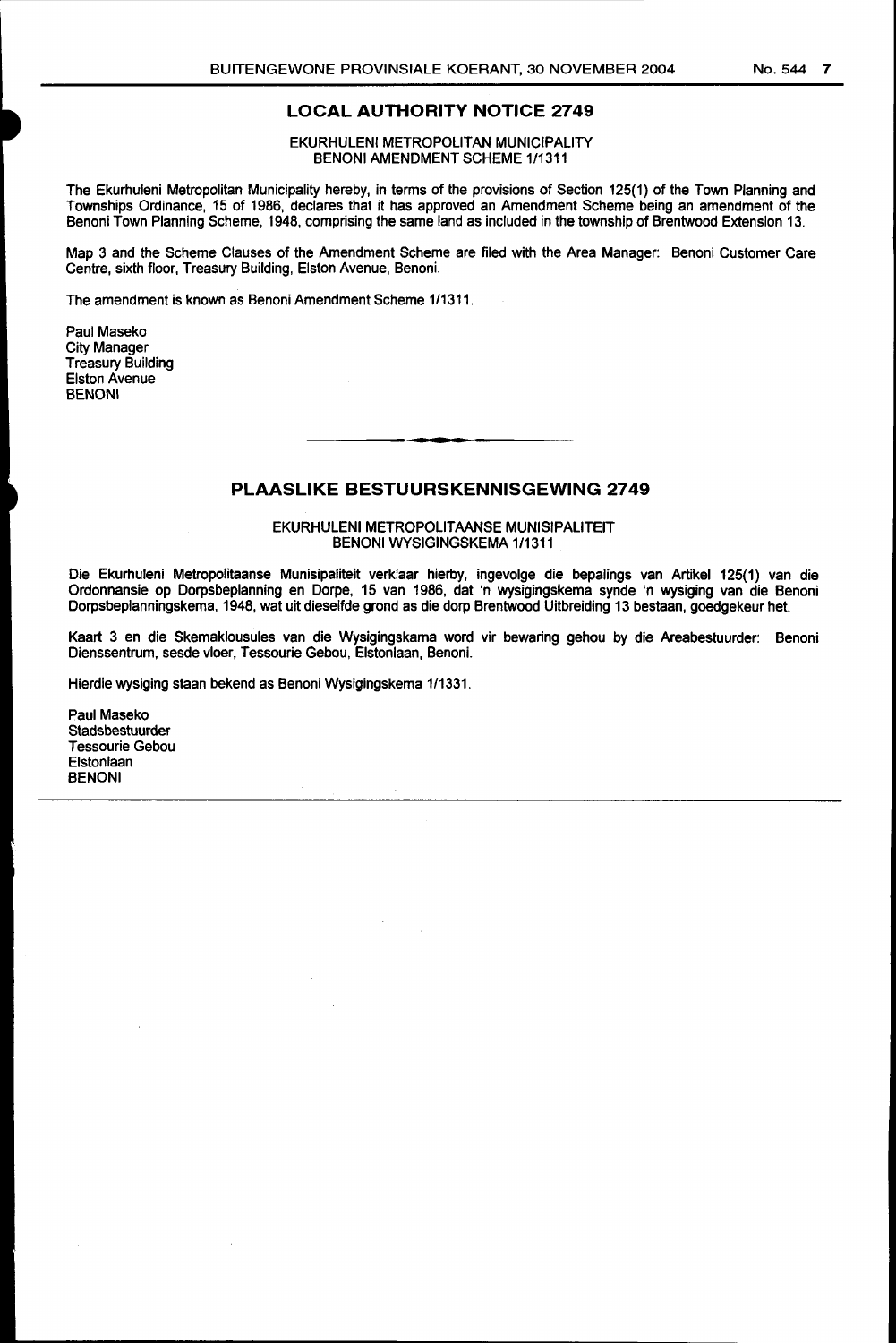## LOCAL AUTHORITY NOTICE 2749

EKURHULENI METROPOLITAN MUNICIPALITY
BENONI AMENDMENT SCHEME 1/1311

The Ekurhuleni Metropolitan Municipality hereby, in terms of the provisions of Section 125(1) of the Town Planning and Townships Ordinance, 15 of 1986, declares that it has approved an Amendment Scheme being an amendment of the Benoni Town Planning Scheme, 1948, comprising the same land as included in the township of Brentwood Extension 13.

Map 3 and the Scheme Clauses of the Amendment Scheme are filed with the Area Manager: Benoni Customer Care Centre, sixth floor, Treasury Building, Elston Avenue, Benoni.

The amendment is known as Benoni Amendment Scheme 1/1311.

Paul Maseko
City Manager
Treasury Building
Elston Avenue
BENONI

## PLAASLIKE BESTUURSKENNISGEWING 2749

EKURHULENI METROPOLITAANSE MUNISIPALITEIT
BENONI WYSIGINGSKEMA 1/1311

Die Ekurhuleni Metropolitaanse Munisipaliteit verklaar hierby, ingevolge die bepalings van Artikel 125(1) van die Ordonnansie op Dorpsbeplanning en Dorpe, 15 van 1986, dat 'n wysigingskema synde 'n wysiging van die Benoni Dorpsbeplanningskema, 1948, wat uit dieselfde grond as die dorp Brentwood Uitbreiding 13 bestaan, goedgekeur het.

Kaart 3 en die Skemaklousules van die Wysigingskama word vir bewaring gehou by die Areabestuurder: Benoni Dienssentrum, sesde vloer, Tessourie Gebou, Elstonlaan, Benoni.

Hierdie wysiging staan bekend as Benoni Wysigingskema 1/1331.

Paul Maseko
Stadsbestuurder
Tessourie Gebou
Elstonlaan
BENONI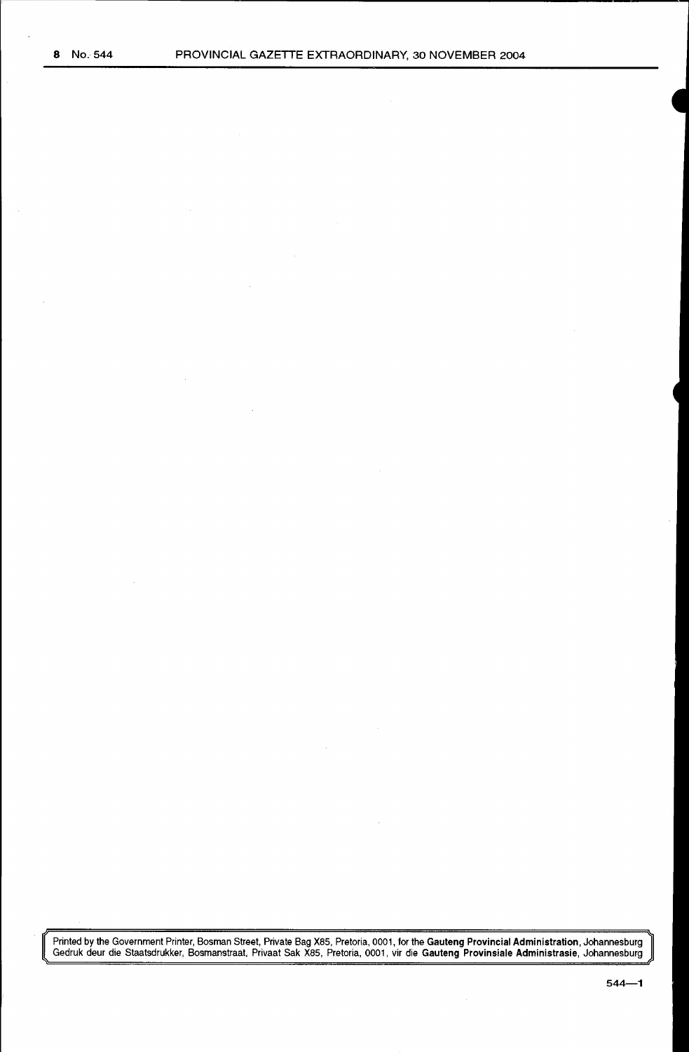Printed by the Government Printer, Bosman Street, Private Bag X85, Pretoria, 0001, for the **Gauteng Provincial Administration**, Johannesburg
Gedruk deur die Staatsdrukker, Bosmanstraat, Privaat Sak X85, Pretoria, 0001, vir die **Gauteng Provinsiale Administrasie**, Johannesburg

544—1